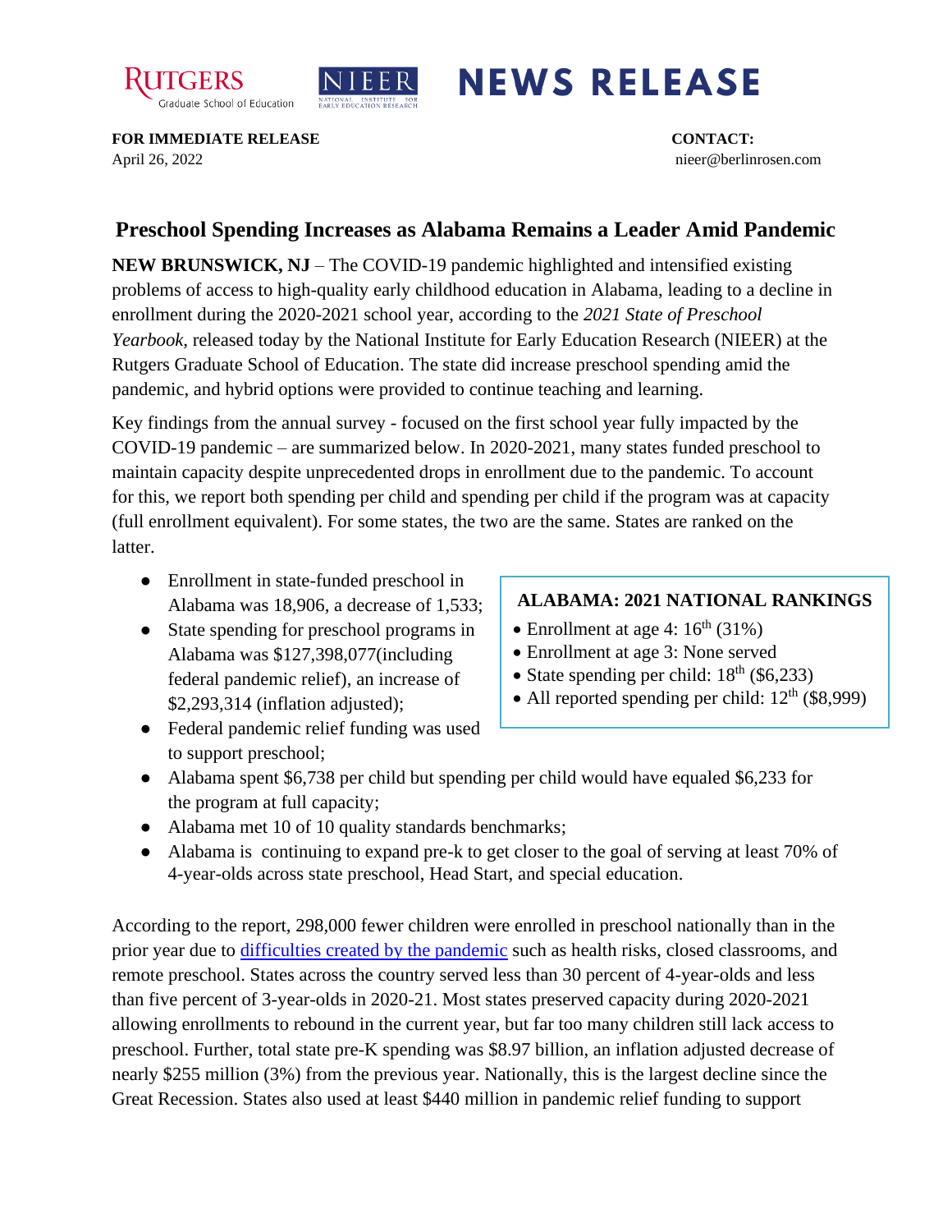**NEWS RELEASE**

**FOR IMMEDIATE RELEASE**
April 26, 2022

**CONTACT:**
nieer@berlinrosen.com

# Preschool Spending Increases as Alabama Remains a Leader Amid Pandemic

**NEW BRUNSWICK, NJ** – The COVID-19 pandemic highlighted and intensified existing problems of access to high-quality early childhood education in Alabama, leading to a decline in enrollment during the 2020-2021 school year, according to the *2021 State of Preschool Yearbook*, released today by the National Institute for Early Education Research (NIEER) at the Rutgers Graduate School of Education. The state did increase preschool spending amid the pandemic, and hybrid options were provided to continue teaching and learning.

Key findings from the annual survey - focused on the first school year fully impacted by the COVID-19 pandemic – are summarized below. In 2020-2021, many states funded preschool to maintain capacity despite unprecedented drops in enrollment due to the pandemic. To account for this, we report both spending per child and spending per child if the program was at capacity (full enrollment equivalent). For some states, the two are the same. States are ranked on the latter.

- Enrollment in state-funded preschool in Alabama was 18,906, a decrease of 1,533;
- State spending for preschool programs in Alabama was $127,398,077(including federal pandemic relief), an increase of $2,293,314 (inflation adjusted);
- Federal pandemic relief funding was used to support preschool;
- Alabama spent $6,738 per child but spending per child would have equaled $6,233 for the program at full capacity;
- Alabama met 10 of 10 quality standards benchmarks;
- Alabama is continuing to expand pre-k to get closer to the goal of serving at least 70% of 4-year-olds across state preschool, Head Start, and special education.

**ALABAMA: 2021 NATIONAL RANKINGS**

- Enrollment at age 4: 16th (31%)
- Enrollment at age 3: None served
- State spending per child: 18th ($6,233)
- All reported spending per child: 12th ($8,999)

According to the report, 298,000 fewer children were enrolled in preschool nationally than in the prior year due to difficulties created by the pandemic such as health risks, closed classrooms, and remote preschool. States across the country served less than 30 percent of 4-year-olds and less than five percent of 3-year-olds in 2020-21. Most states preserved capacity during 2020-2021 allowing enrollments to rebound in the current year, but far too many children still lack access to preschool. Further, total state pre-K spending was $8.97 billion, an inflation adjusted decrease of nearly $255 million (3%) from the previous year. Nationally, this is the largest decline since the Great Recession. States also used at least $440 million in pandemic relief funding to support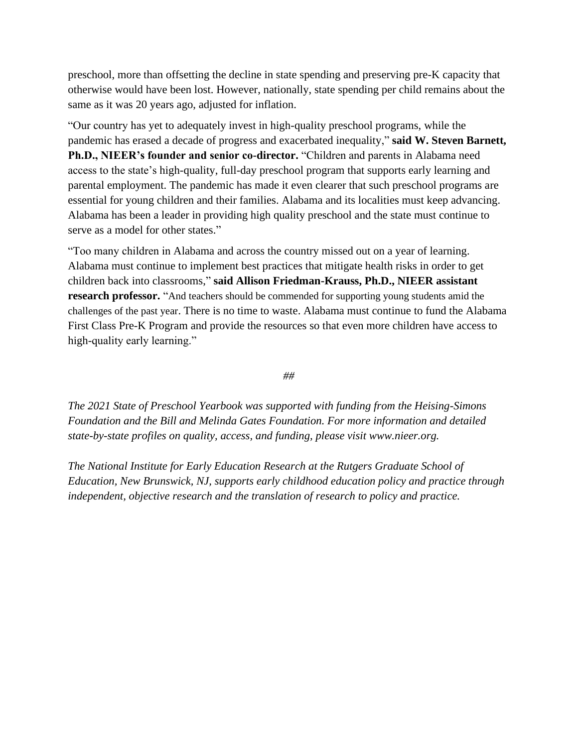preschool, more than offsetting the decline in state spending and preserving pre-K capacity that otherwise would have been lost. However, nationally, state spending per child remains about the same as it was 20 years ago, adjusted for inflation.

"Our country has yet to adequately invest in high-quality preschool programs, while the pandemic has erased a decade of progress and exacerbated inequality," **said W. Steven Barnett, Ph.D., NIEER's founder and senior co-director.** "Children and parents in Alabama need access to the state's high-quality, full-day preschool program that supports early learning and parental employment. The pandemic has made it even clearer that such preschool programs are essential for young children and their families. Alabama and its localities must keep advancing. Alabama has been a leader in providing high quality preschool and the state must continue to serve as a model for other states."

"Too many children in Alabama and across the country missed out on a year of learning. Alabama must continue to implement best practices that mitigate health risks in order to get children back into classrooms," **said Allison Friedman-Krauss, Ph.D., NIEER assistant research professor.** "And teachers should be commended for supporting young students amid the challenges of the past year. There is no time to waste. Alabama must continue to fund the Alabama First Class Pre-K Program and provide the resources so that even more children have access to high-quality early learning."

*##*

*The 2021 State of Preschool Yearbook was supported with funding from the Heising-Simons Foundation and the Bill and Melinda Gates Foundation. For more information and detailed state-by-state profiles on quality, access, and funding, please visit www.nieer.org.*

*The National Institute for Early Education Research at the Rutgers Graduate School of Education, New Brunswick, NJ, supports early childhood education policy and practice through independent, objective research and the translation of research to policy and practice.*